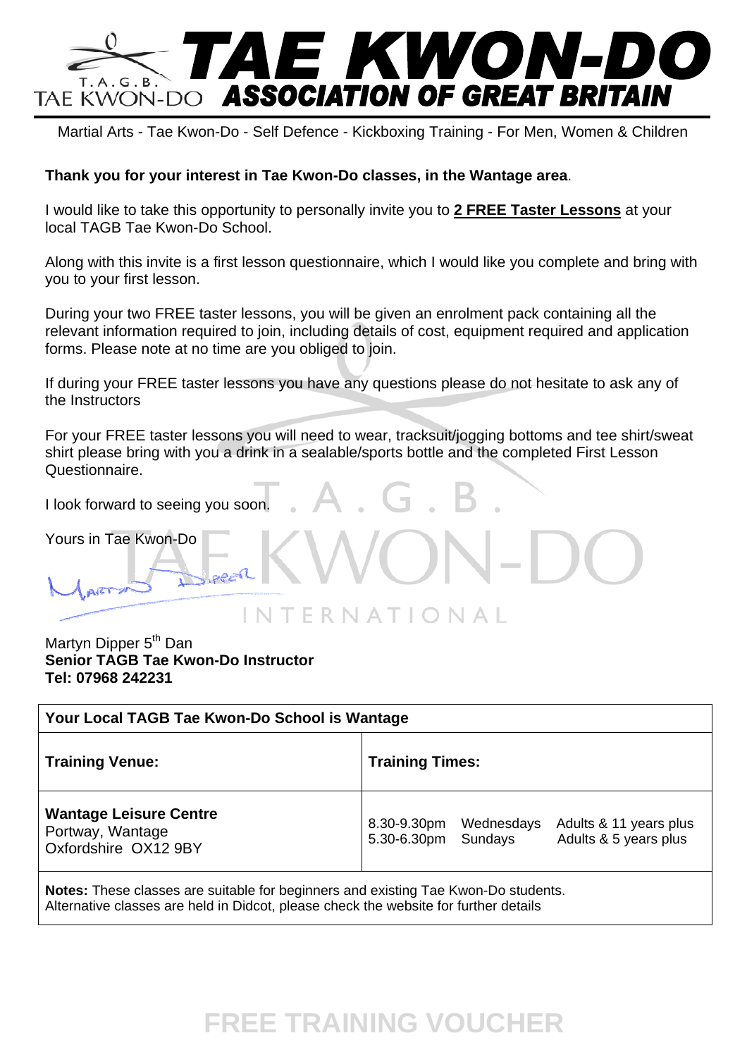# TAE KWON-DO ASSOCIATION OF GREAT BRITAIN

T.A.G.B. TAE KWON-DO

Martial Arts - Tae Kwon-Do - Self Defence - Kickboxing Training - For Men, Women & Children

**Thank you for your interest in Tae Kwon-Do classes, in the Wantage area**.

I would like to take this opportunity to personally invite you to **2 FREE Taster Lessons** at your local TAGB Tae Kwon-Do School.

Along with this invite is a first lesson questionnaire, which I would like you complete and bring with you to your first lesson.

During your two FREE taster lessons, you will be given an enrolment pack containing all the relevant information required to join, including details of cost, equipment required and application forms. Please note at no time are you obliged to join.

If during your FREE taster lessons you have any questions please do not hesitate to ask any of the Instructors

For your FREE taster lessons you will need to wear, tracksuit/jogging bottoms and tee shirt/sweat shirt please bring with you a drink in a sealable/sports bottle and the completed First Lesson Questionnaire.

I look forward to seeing you soon.

Yours in Tae Kwon-Do

Martyn Dipper 5th Dan
**Senior TAGB Tae Kwon-Do Instructor**
**Tel: 07968 242231**

| **Your Local TAGB Tae Kwon-Do School is Wantage** | |
|---|---|
| **Training Venue:** | **Training Times:** |
| **Wantage Leisure Centre**<br>Portway, Wantage<br>Oxfordshire OX12 9BY | 8.30-9.30pm Wednesdays Adults & 11 years plus<br>5.30-6.30pm Sundays Adults & 5 years plus |
| **Notes:** These classes are suitable for beginners and existing Tae Kwon-Do students.<br>Alternative classes are held in Didcot, please check the website for further details | |

**FREE TRAINING VOUCHER**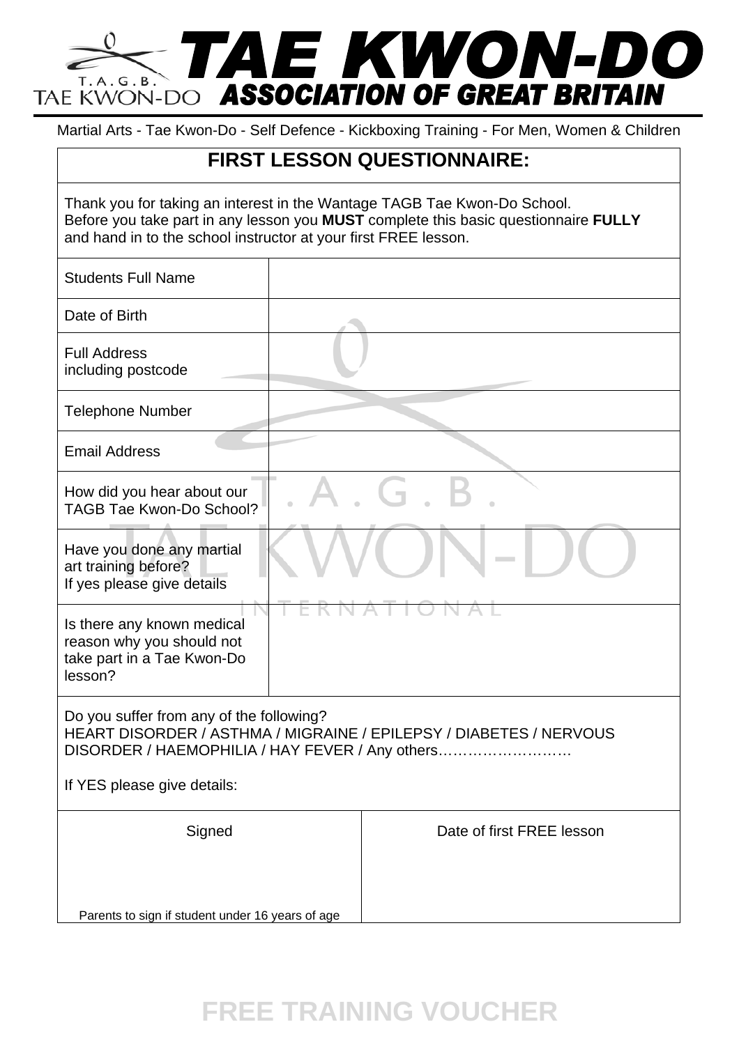# TAE KWON-DO

## ASSOCIATION OF GREAT BRITAIN

Martial Arts - Tae Kwon-Do - Self Defence - Kickboxing Training - For Men, Women & Children

## FIRST LESSON QUESTIONNAIRE:

Thank you for taking an interest in the Wantage TAGB Tae Kwon-Do School.
Before you take part in any lesson you **MUST** complete this basic questionnaire **FULLY** and hand in to the school instructor at your first FREE lesson.

| | |
|---|---|
| Students Full Name | |
| Date of Birth | |
| Full Address including postcode | |
| Telephone Number | |
| Email Address | |
| How did you hear about our TAGB Tae Kwon-Do School? | |
| Have you done any martial art training before? If yes please give details | |
| Is there any known medical reason why you should not take part in a Tae Kwon-Do lesson? | |

Do you suffer from any of the following?
HEART DISORDER / ASTHMA / MIGRAINE / EPILEPSY / DIABETES / NERVOUS DISORDER / HAEMOPHILIA / HAY FEVER / Any others………………………

If YES please give details:

| Signed | Date of first FREE lesson |
|---|---|
| Parents to sign if student under 16 years of age | |

**FREE TRAINING VOUCHER**